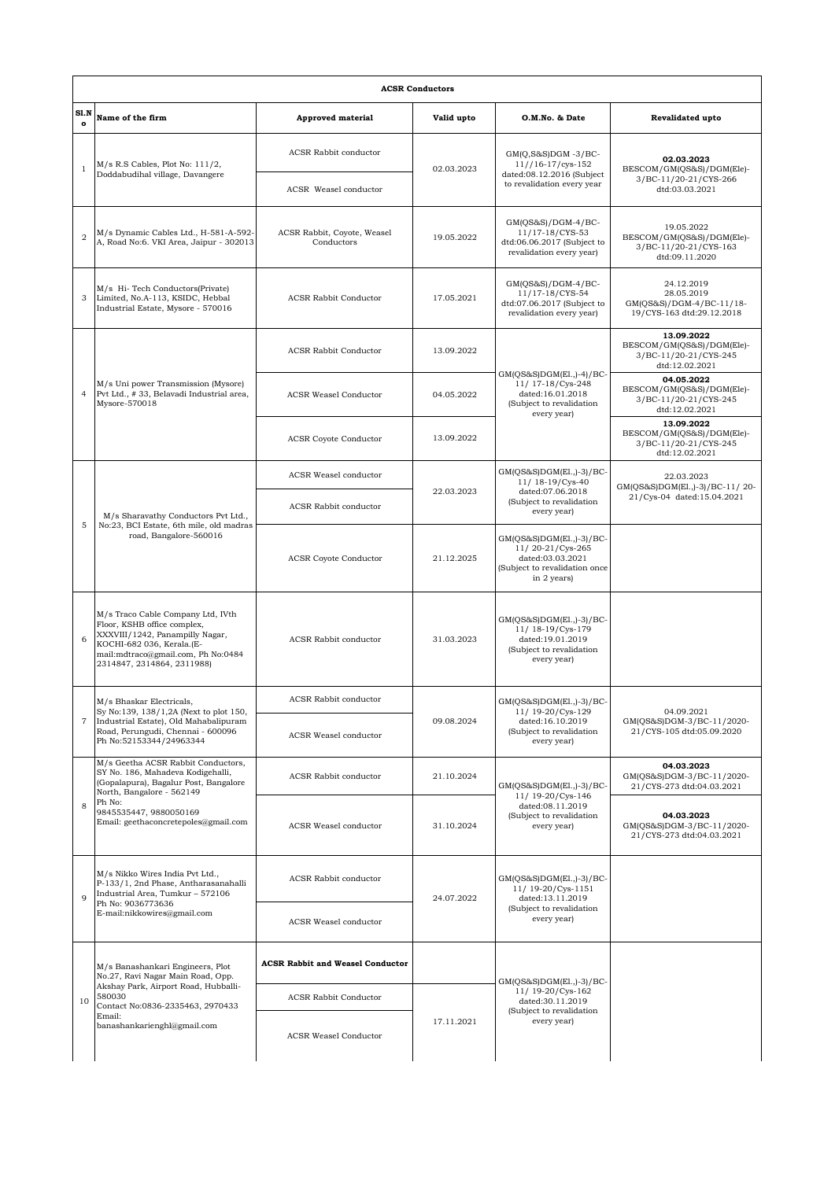| ACSR Conductors | | | | | |
|---|---|---|---|---|---|
| Sl.No | Name of the firm | Approved material | Valid upto | O.M.No. & Date | Revalidated upto |
| 1 | M/s R.S Cables, Plot No: 111/2, Doddabudihal village, Davangere | ACSR Rabbit conductor | 02.03.2023 | GM(Q,S&S)DGM -3/BC-11//16-17/cys-152 dated:08.12.2016 (Subject to revalidation every year | **02.03.2023** BESCOM/GM(QS&S)/DGM(Ele)-3/BC-11/20-21/CYS-266 dtd:03.03.2021 |
| | | ACSR Weasel conductor | | | |
| 2 | M/s Dynamic Cables Ltd., H-581-A-592-A, Road No:6. VKI Area, Jaipur - 302013 | ACSR Rabbit, Coyote, Weasel Conductors | 19.05.2022 | GM(QS&S)/DGM-4/BC-11/17-18/CYS-53 dtd:06.06.2017 (Subject to revalidation every year) | 19.05.2022 BESCOM/GM(QS&S)/DGM(Ele)-3/BC-11/20-21/CYS-163 dtd:09.11.2020 |
| 3 | M/s Hi- Tech Conductors(Private) Limited, No.A-113, KSIDC, Hebbal Industrial Estate, Mysore - 570016 | ACSR Rabbit Conductor | 17.05.2021 | GM(QS&S)/DGM-4/BC-11/17-18/CYS-54 dtd:07.06.2017 (Subject to revalidation every year) | 24.12.2019 28.05.2019 GM(QS&S)/DGM-4/BC-11/18-19/CYS-163 dtd:29.12.2018 |
| 4 | M/s Uni power Transmission (Mysore) Pvt Ltd., # 33, Belavadi Industrial area, Mysore-570018 | ACSR Rabbit Conductor | 13.09.2022 | GM(QS&S)DGM(El.,)-4)/BC-11/ 17-18/Cys-248 dated:16.01.2018 (Subject to revalidation every year) | **13.09.2022** BESCOM/GM(QS&S)/DGM(Ele)-3/BC-11/20-21/CYS-245 dtd:12.02.2021 |
| | | ACSR Weasel Conductor | 04.05.2022 | | **04.05.2022** BESCOM/GM(QS&S)/DGM(Ele)-3/BC-11/20-21/CYS-245 dtd:12.02.2021 |
| | | ACSR Coyote Conductor | 13.09.2022 | | **13.09.2022** BESCOM/GM(QS&S)/DGM(Ele)-3/BC-11/20-21/CYS-245 dtd:12.02.2021 |
| 5 | M/s Sharavathy Conductors Pvt Ltd., No:23, BCI Estate, 6th mile, old madras road, Bangalore-560016 | ACSR Weasel conductor | 22.03.2023 | GM(QS&S)DGM(El.,)-3)/BC-11/ 18-19/Cys-40 dated:07.06.2018 (Subject to revalidation every year) | 22.03.2023 GM(QS&S)DGM(El.,)-3)/BC-11/ 20-21/Cys-04 dated:15.04.2021 |
| | | ACSR Rabbit conductor | | | |
| | | ACSR Coyote Conductor | 21.12.2025 | GM(QS&S)DGM(El.,)-3)/BC-11/ 20-21/Cys-265 dated:03.03.2021 (Subject to revalidation once in 2 years) | |
| 6 | M/s Traco Cable Company Ltd, IVth Floor, KSHB office complex, XXXVIII/1242, Panampilly Nagar, KOCHI-682 036, Kerala.(E-mail:mdtraco@gmail.com, Ph No:0484 2314847, 2314864, 2311988) | ACSR Rabbit conductor | 31.03.2023 | GM(QS&S)DGM(El.,)-3)/BC-11/ 18-19/Cys-179 dated:19.01.2019 (Subject to revalidation every year) | |
| 7 | M/s Bhaskar Electricals, Sy No:139, 138/1,2A (Next to plot 150, Industrial Estate), Old Mahabalipuram Road, Perungudi, Chennai - 600096 Ph No:52153344/24963344 | ACSR Rabbit conductor | 09.08.2024 | GM(QS&S)DGM(El.,)-3)/BC-11/ 19-20/Cys-129 dated:16.10.2019 (Subject to revalidation every year) | 04.09.2021 GM(QS&S)DGM-3/BC-11/2020-21/CYS-105 dtd:05.09.2020 |
| | | ACSR Weasel conductor | | | |
| 8 | M/s Geetha ACSR Rabbit Conductors, SY No. 186, Mahadeva Kodigehalli, (Gopalapura), Bagalur Post, Bangalore North, Bangalore - 562149 Ph No: 9845535447, 9880050169 Email: geethaconcretepoles@gmail.com | ACSR Rabbit conductor | 21.10.2024 | GM(QS&S)DGM(El.,)-3)/BC-11/ 19-20/Cys-146 dated:08.11.2019 (Subject to revalidation every year) | **04.03.2023** GM(QS&S)DGM-3/BC-11/2020-21/CYS-273 dtd:04.03.2021 |
| | | ACSR Weasel conductor | 31.10.2024 | | **04.03.2023** GM(QS&S)DGM-3/BC-11/2020-21/CYS-273 dtd:04.03.2021 |
| 9 | M/s Nikko Wires India Pvt Ltd., P-133/1, 2nd Phase, Antharasanahalli Industrial Area, Tumkur – 572106 Ph No: 9036773636 E-mail:nikkowires@gmail.com | ACSR Rabbit conductor | 24.07.2022 | GM(QS&S)DGM(El.,)-3)/BC-11/ 19-20/Cys-1151 dated:13.11.2019 (Subject to revalidation every year) | |
| | | ACSR Weasel conductor | | | |
| 10 | M/s Banashankari Engineers, Plot No.27, Ravi Nagar Main Road, Opp. Akshay Park, Airport Road, Hubballi-580030 Contact No:0836-2335463, 2970433 Email: banashankarienghl@gmail.com | **ACSR Rabbit and Weasel Conductor** | | GM(QS&S)DGM(El.,)-3)/BC-11/ 19-20/Cys-162 dated:30.11.2019 (Subject to revalidation every year) | |
| | | ACSR Rabbit Conductor | 17.11.2021 | | |
| | | ACSR Weasel Conductor | | | |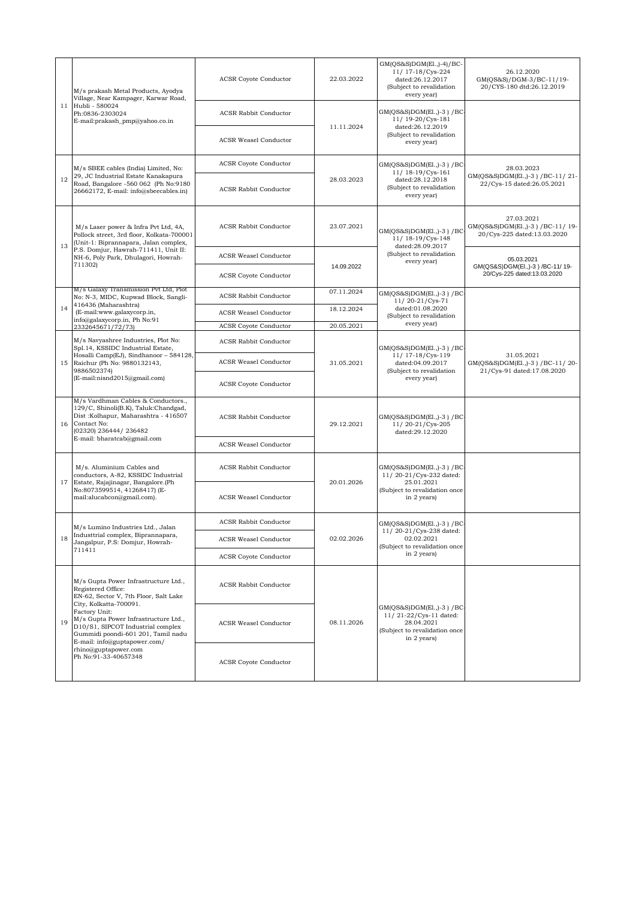| | | | | | |
|---|---|---|---|---|---|
| 11 | M/s prakash Metal Products, Ayodya Village, Near Kampager, Karwar Road, Hubli - 580024 Ph:0836-2303024 E-mail:prakash_pmp@yahoo.co.in | ACSR Coyote Conductor | 22.03.2022 | GM(QS&S)DGM(El.,)-4)/BC-11/ 17-18/Cys-224 dated:26.12.2017 (Subject to revalidation every year) | 26.12.2020 GM(QS&S)/DGM-3/BC-11/19-20/CYS-180 dtd:26.12.2019 |
| | | ACSR Rabbit Conductor | 11.11.2024 | GM(QS&S)DGM(El.,)-3 ) /BC-11/ 19-20/Cys-181 dated:26.12.2019 (Subject to revalidation every year) | |
| | | ACSR Weasel Conductor | | | |
| 12 | M/s SBEE cables (India) Limited, No: 29, JC Industrial Estate Kanakapura Road, Bangalore -560 062 (Ph No:9180 26662172, E-mail: info@sbeecables.in) | ACSR Coyote Conductor | 28.03.2023 | GM(QS&S)DGM(El.,)-3 ) /BC-11/ 18-19/Cys-161 dated:28.12.2018 (Subject to revalidation every year) | 28.03.2023 GM(QS&S)DGM(El.,)-3 ) /BC-11/ 21-22/Cys-15 dated:26.05.2021 |
| | | ACSR Rabbit Conductor | | | |
| 13 | M/s Laser power & Infra Pvt Ltd, 4A, Pollock street, 3rd floor, Kolkata-700001 (Unit-1: Biprannapara, Jalan complex, P.S. Domjur, Hawrah-711411, Unit II: NH-6, Poly Park, Dhulagori, Howrah-711302) | ACSR Rabbit Conductor | 23.07.2021 | GM(QS&S)DGM(El.,)-3 ) /BC-11/ 18-19/Cys-148 dated:28.09.2017 (Subject to revalidation every year) | 27.03.2021 GM(QS&S)DGM(El.,)-3 ) /BC-11/ 19-20/Cys-225 dated:13.03.2020 |
| | | ACSR Weasel Conductor | 14.09.2022 | | 05.03.2021 GM(QS&S)DGM(El.,)-3 ) /BC-11/ 19-20/Cys-225 dated:13.03.2020 |
| | | ACSR Coyote Conductor | | | |
| 14 | M/s Galaxy Transmission Pvt Ltd, Plot No: N-3, MIDC, Kupwad Block, Sangli-416436 (Maharashtra) (E-mail:www.galaxycorp.in, info@galaxycorp.in, Ph No:91 2332645671/72/73) | ACSR Rabbit Conductor | 07.11.2024 | GM(QS&S)DGM(El.,)-3 ) /BC-11/ 20-21/Cys-71 dated:01.08.2020 (Subject to revalidation every year) | |
| | | ACSR Weasel Conductor | 18.12.2024 | | |
| | | ACSR Coyote Conductor | 20.05.2021 | | |
| 15 | M/s Navyashree Industries, Plot No: Spl.14, KSSIDC Industrial Estate, Hosalli Camp(EJ), Sindhanoor – 584128, Raichur (Ph No: 9880132143, 9886502374) (E-mail:nisnd2015@gmail.com) | ACSR Rabbit Conductor | 31.05.2021 | GM(QS&S)DGM(El.,)-3 ) /BC-11/ 17-18/Cys-119 dated:04.09.2017 (Subject to revalidation every year) | 31.05.2021 GM(QS&S)DGM(El.,)-3 ) /BC-11/ 20-21/Cys-91 dated:17.08.2020 |
| | | ACSR Weasel Conductor | | | |
| | | ACSR Coyote Conductor | | | |
| 16 | M/s Vardhman Cables & Conductors., 129/C, Shinoli(B.K), Taluk:Chandgad, Dist :Kolhapur, Maharashtra - 416507 Contact No: (02320) 236444/ 236482 E-mail: bharatcab@gmail.com | ACSR Rabbit Conductor | 29.12.2021 | GM(QS&S)DGM(El.,)-3 ) /BC-11/ 20-21/Cys-205 dated:29.12.2020 | |
| | | ACSR Weasel Conductor | | | |
| 17 | M/s. Aluminium Cables and conductors, A-82, KSSIDC Industrial Estate, Rajajinagar, Bangalore.(Ph No:8073599514, 41268417) (E-mail:alucabcon@gmail.com). | ACSR Rabbit Conductor | 20.01.2026 | GM(QS&S)DGM(El.,)-3 ) /BC-11/ 20-21/Cys-232 dated: 25.01.2021 (Subject to revalidation once in 2 years) | |
| | | ACSR Weasel Conductor | | | |
| 18 | M/s Lumino Industries Ltd., Jalan Industrial complex, Biprannapara, Jangalpur, P.S: Domjur, Howrah-711411 | ACSR Rabbit Conductor | 02.02.2026 | GM(QS&S)DGM(El.,)-3 ) /BC-11/ 20-21/Cys-238 dated: 02.02.2021 (Subject to revalidation once in 2 years) | |
| | | ACSR Weasel Conductor | | | |
| | | ACSR Coyote Conductor | | | |
| 19 | M/s Gupta Power Infrastructure Ltd., Registered Office: EN-62, Sector V, 7th Floor, Salt Lake City, Kolkatta-700091. Factory Unit: M/s Gupta Power Infrastructure Ltd., D10/S1, SIPCOT Industrial complex Gummidi poondi-601 201, Tamil nadu E-mail: info@guptapower.com/ rhino@guptapower.com Ph No:91-33-40657348 | ACSR Rabbit Conductor | 08.11.2026 | GM(QS&S)DGM(El.,)-3 ) /BC-11/ 21-22/Cys-11 dated: 28.04.2021 (Subject to revalidation once in 2 years) | |
| | | ACSR Weasel Conductor | | | |
| | | ACSR Coyote Conductor | | | |